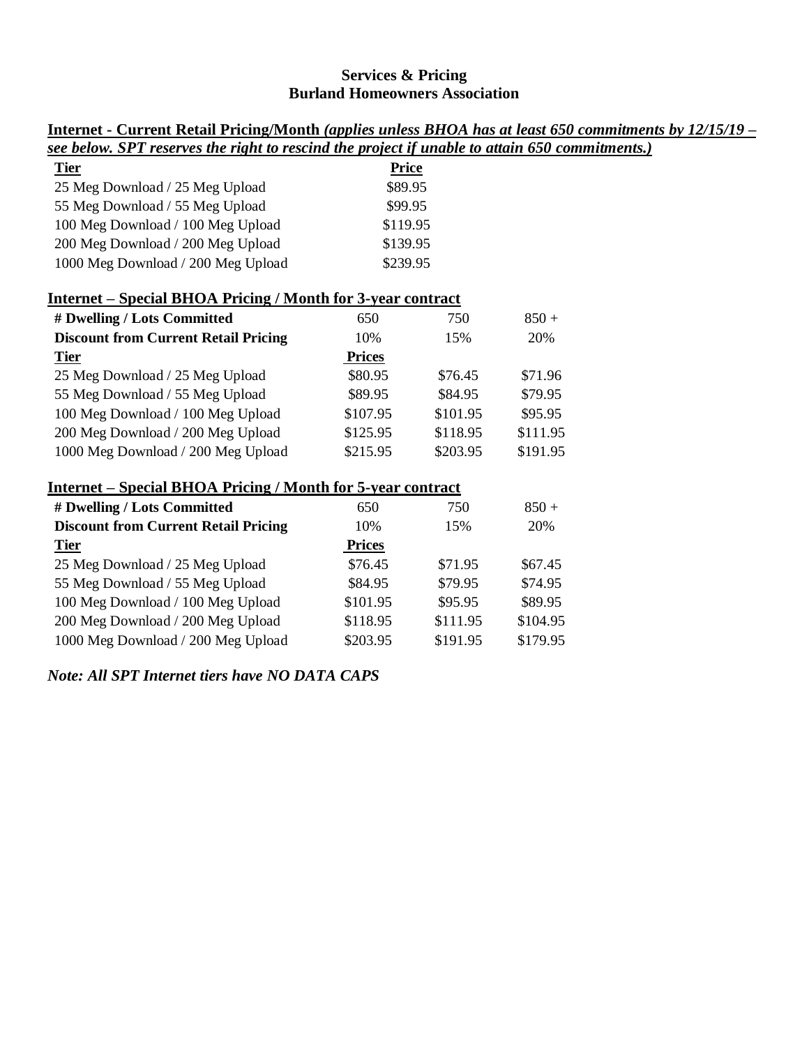**Services & Pricing**
**Burland Homeowners Association**

**Internet - Current Retail Pricing/Month** ***(applies unless BHOA has at least 650 commitments by 12/15/19 – see below. SPT reserves the right to rescind the project if unable to attain 650 commitments.)***

| Tier | Price |
|---|---|
| 25 Meg Download / 25 Meg Upload | $89.95 |
| 55 Meg Download / 55 Meg Upload | $99.95 |
| 100 Meg Download / 100 Meg Upload | $119.95 |
| 200 Meg Download / 200 Meg Upload | $139.95 |
| 1000 Meg Download / 200 Meg Upload | $239.95 |

**Internet – Special BHOA Pricing / Month for 3-year contract**

| # Dwelling / Lots Committed | 650 | 750 | 850 + |
|---|---|---|---|
| **Discount from Current Retail Pricing** | 10% | 15% | 20% |
| **Tier** | **Prices** | | |
| 25 Meg Download / 25 Meg Upload | $80.95 | $76.45 | $71.96 |
| 55 Meg Download / 55 Meg Upload | $89.95 | $84.95 | $79.95 |
| 100 Meg Download / 100 Meg Upload | $107.95 | $101.95 | $95.95 |
| 200 Meg Download / 200 Meg Upload | $125.95 | $118.95 | $111.95 |
| 1000 Meg Download / 200 Meg Upload | $215.95 | $203.95 | $191.95 |

**Internet – Special BHOA Pricing / Month for 5-year contract**

| # Dwelling / Lots Committed | 650 | 750 | 850 + |
|---|---|---|---|
| **Discount from Current Retail Pricing** | 10% | 15% | 20% |
| **Tier** | **Prices** | | |
| 25 Meg Download / 25 Meg Upload | $76.45 | $71.95 | $67.45 |
| 55 Meg Download / 55 Meg Upload | $84.95 | $79.95 | $74.95 |
| 100 Meg Download / 100 Meg Upload | $101.95 | $95.95 | $89.95 |
| 200 Meg Download / 200 Meg Upload | $118.95 | $111.95 | $104.95 |
| 1000 Meg Download / 200 Meg Upload | $203.95 | $191.95 | $179.95 |

***Note: All SPT Internet tiers have NO DATA CAPS***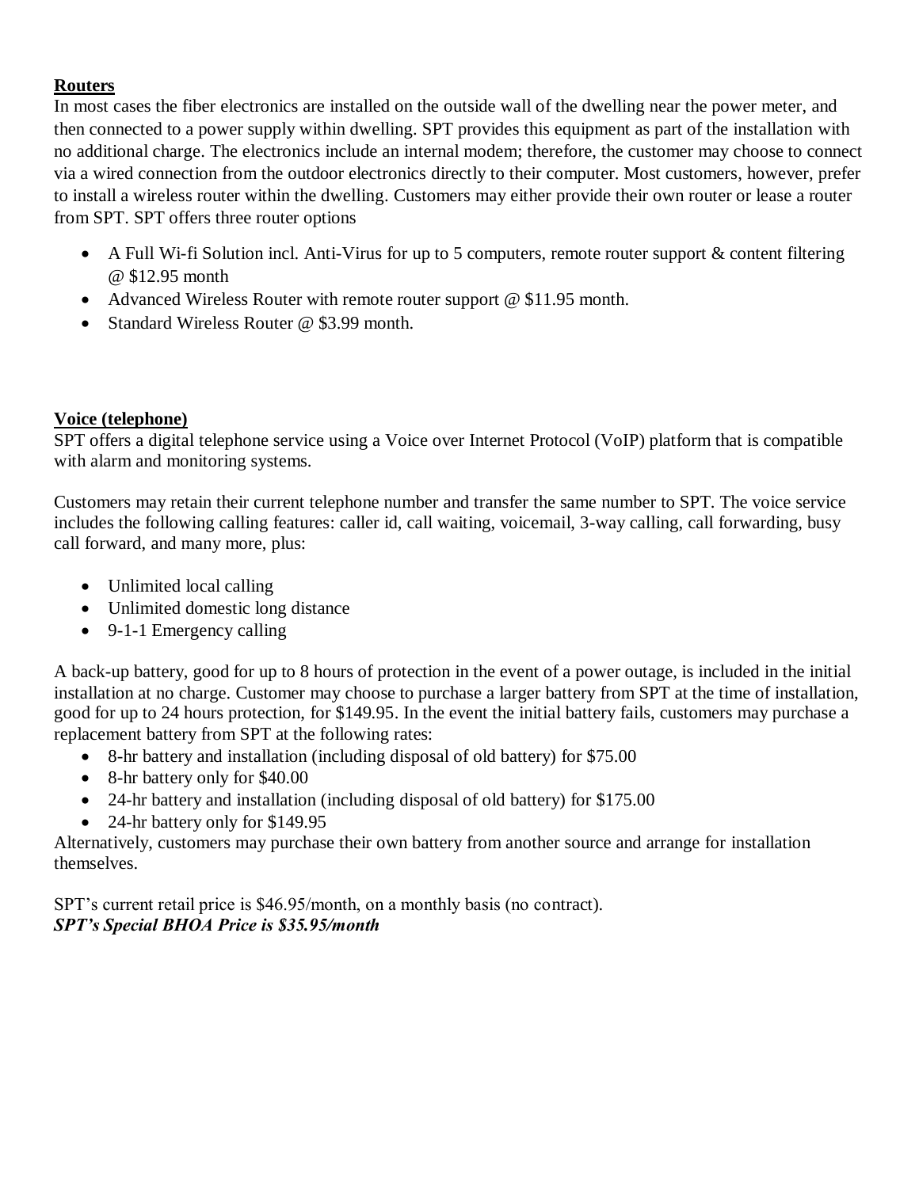**Routers**

In most cases the fiber electronics are installed on the outside wall of the dwelling near the power meter, and then connected to a power supply within dwelling. SPT provides this equipment as part of the installation with no additional charge. The electronics include an internal modem; therefore, the customer may choose to connect via a wired connection from the outdoor electronics directly to their computer. Most customers, however, prefer to install a wireless router within the dwelling. Customers may either provide their own router or lease a router from SPT. SPT offers three router options

- A Full Wi-fi Solution incl. Anti-Virus for up to 5 computers, remote router support & content filtering @ $12.95 month
- Advanced Wireless Router with remote router support @ $11.95 month.
- Standard Wireless Router @ $3.99 month.

**Voice (telephone)**

SPT offers a digital telephone service using a Voice over Internet Protocol (VoIP) platform that is compatible with alarm and monitoring systems.

Customers may retain their current telephone number and transfer the same number to SPT. The voice service includes the following calling features: caller id, call waiting, voicemail, 3-way calling, call forwarding, busy call forward, and many more, plus:

- Unlimited local calling
- Unlimited domestic long distance
- 9-1-1 Emergency calling

A back-up battery, good for up to 8 hours of protection in the event of a power outage, is included in the initial installation at no charge. Customer may choose to purchase a larger battery from SPT at the time of installation, good for up to 24 hours protection, for $149.95. In the event the initial battery fails, customers may purchase a replacement battery from SPT at the following rates:

- 8-hr battery and installation (including disposal of old battery) for $75.00
- 8-hr battery only for $40.00
- 24-hr battery and installation (including disposal of old battery) for $175.00
- 24-hr battery only for $149.95

Alternatively, customers may purchase their own battery from another source and arrange for installation themselves.

SPT's current retail price is $46.95/month, on a monthly basis (no contract).
***SPT's Special BHOA Price is $35.95/month***